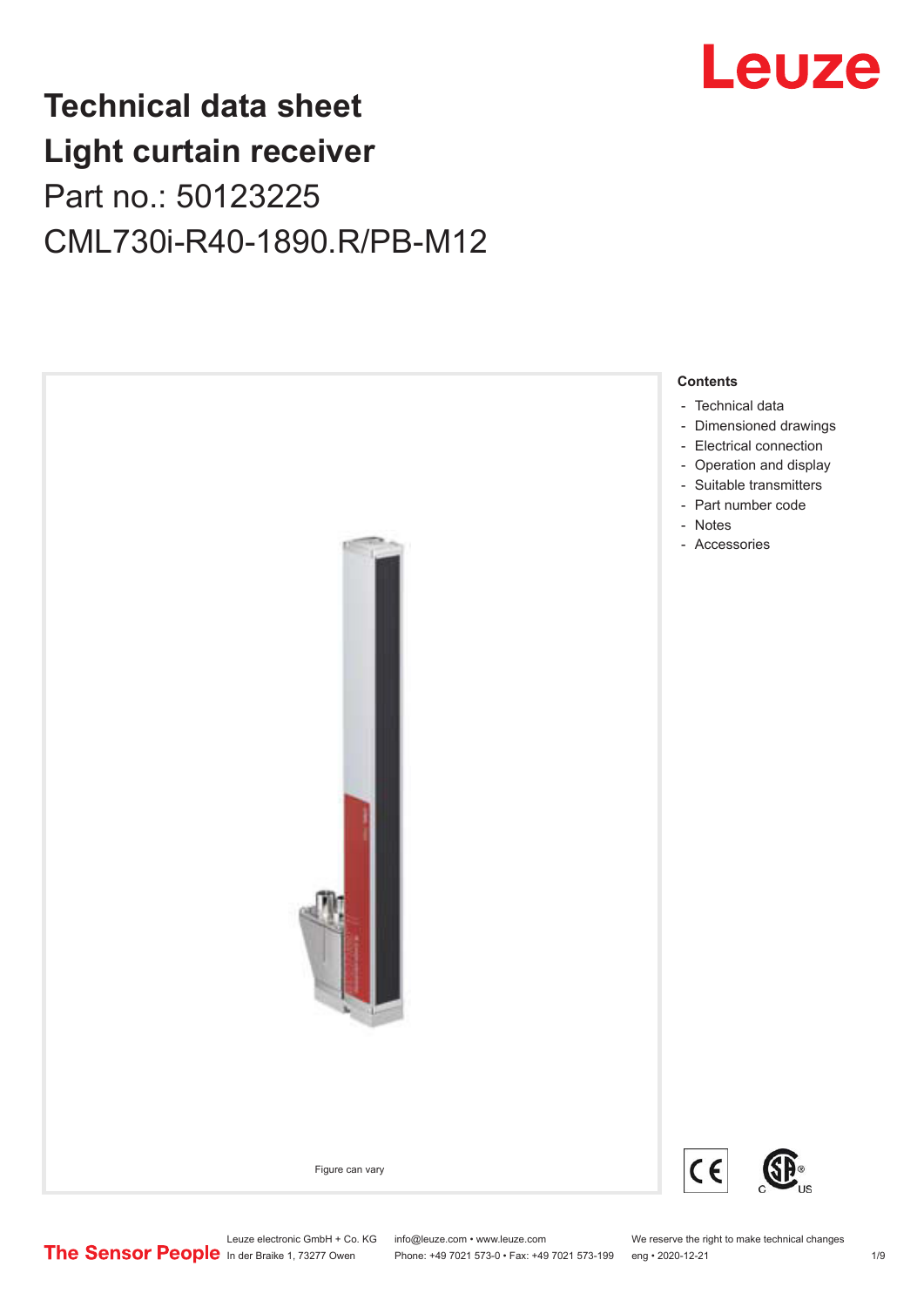# Technical data sheet
# Light curtain receiver

Part no.: 50123225

CML730i-R40-1890.R/PB-M12

Figure can vary

**Contents**

- Technical data
- Dimensioned drawings
- Electrical connection
- Operation and display
- Suitable transmitters
- Part number code
- Notes
- Accessories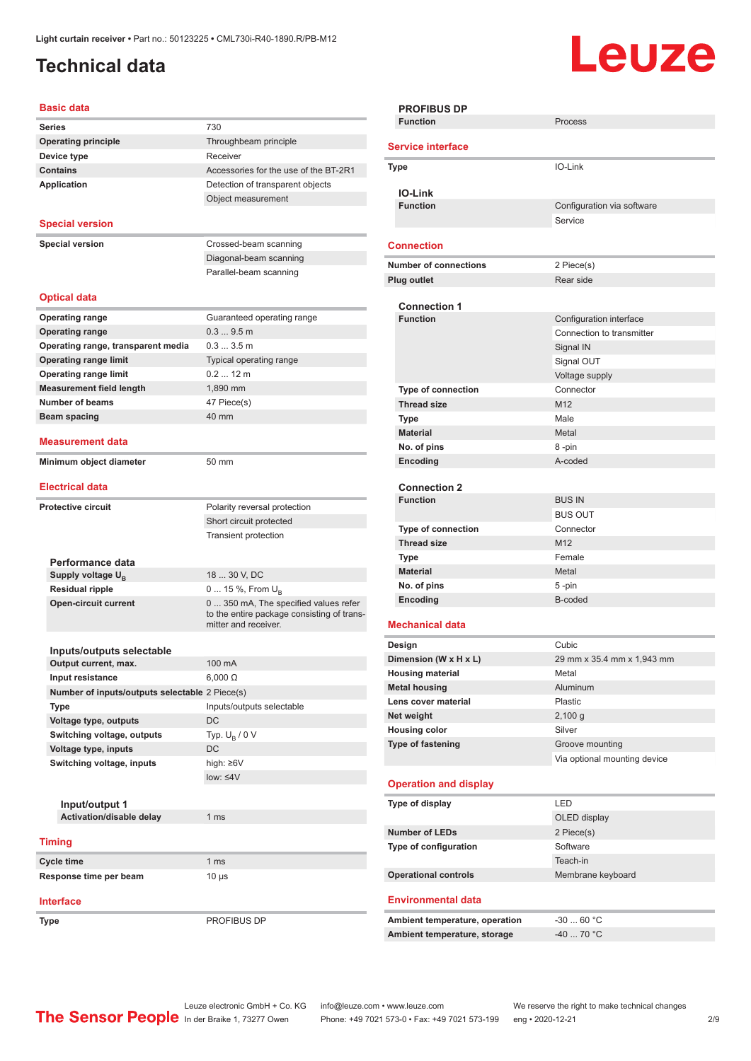# Technical data

## Basic data

| | |
|---|---|
| **Series** | 730 |
| **Operating principle** | Throughbeam principle |
| **Device type** | Receiver |
| **Contains** | Accessories for the use of the BT-2R1 |
| **Application** | Detection of transparent objects |
| | Object measurement |

## Special version

| | |
|---|---|
| **Special version** | Crossed-beam scanning |
| | Diagonal-beam scanning |
| | Parallel-beam scanning |

## Optical data

| | |
|---|---|
| **Operating range** | Guaranteed operating range |
| **Operating range** | 0.3 ... 9.5 m |
| **Operating range, transparent media** | 0.3 ... 3.5 m |
| **Operating range limit** | Typical operating range |
| **Operating range limit** | 0.2 ... 12 m |
| **Measurement field length** | 1,890 mm |
| **Number of beams** | 47 Piece(s) |
| **Beam spacing** | 40 mm |

## Measurement data

| | |
|---|---|
| **Minimum object diameter** | 50 mm |

## Electrical data

| | |
|---|---|
| **Protective circuit** | Polarity reversal protection |
| | Short circuit protected |
| | Transient protection |

### Performance data

| | |
|---|---|
| **Supply voltage $U_B$** | 18 ... 30 V, DC |
| **Residual ripple** | 0 ... 15 %, From $U_B$ |
| **Open-circuit current** | 0 ... 350 mA, The specified values refer to the entire package consisting of transmitter and receiver. |

### Inputs/outputs selectable

| | |
|---|---|
| **Output current, max.** | 100 mA |
| **Input resistance** | 6,000 Ω |
| **Number of inputs/outputs selectable** | 2 Piece(s) |
| **Type** | Inputs/outputs selectable |
| **Voltage type, outputs** | DC |
| **Switching voltage, outputs** | Typ. $U_B$ / 0 V |
| **Voltage type, inputs** | DC |
| **Switching voltage, inputs** | high: ≥6V |
| | low: ≤4V |

#### Input/output 1

| | |
|---|---|
| **Activation/disable delay** | 1 ms |

## Timing

| | |
|---|---|
| **Cycle time** | 1 ms |
| **Response time per beam** | 10 µs |

## Interface

| | |
|---|---|
| **Type** | PROFIBUS DP |

### PROFIBUS DP

| | |
|---|---|
| **Function** | Process |

## Service interface

| | |
|---|---|
| **Type** | IO-Link |

### IO-Link

| | |
|---|---|
| **Function** | Configuration via software |
| | Service |

## Connection

| | |
|---|---|
| **Number of connections** | 2 Piece(s) |
| **Plug outlet** | Rear side |

### Connection 1

| | |
|---|---|
| **Function** | Configuration interface |
| | Connection to transmitter |
| | Signal IN |
| | Signal OUT |
| | Voltage supply |
| **Type of connection** | Connector |
| **Thread size** | M12 |
| **Type** | Male |
| **Material** | Metal |
| **No. of pins** | 8 -pin |
| **Encoding** | A-coded |

### Connection 2

| | |
|---|---|
| **Function** | BUS IN |
| | BUS OUT |
| **Type of connection** | Connector |
| **Thread size** | M12 |
| **Type** | Female |
| **Material** | Metal |
| **No. of pins** | 5 -pin |
| **Encoding** | B-coded |

## Mechanical data

| | |
|---|---|
| **Design** | Cubic |
| **Dimension (W x H x L)** | 29 mm x 35.4 mm x 1,943 mm |
| **Housing material** | Metal |
| **Metal housing** | Aluminum |
| **Lens cover material** | Plastic |
| **Net weight** | 2,100 g |
| **Housing color** | Silver |
| **Type of fastening** | Groove mounting |
| | Via optional mounting device |

## Operation and display

| | |
|---|---|
| **Type of display** | LED |
| | OLED display |
| **Number of LEDs** | 2 Piece(s) |
| **Type of configuration** | Software |
| | Teach-in |
| **Operational controls** | Membrane keyboard |

## Environmental data

| | |
|---|---|
| **Ambient temperature, operation** | -30 ... 60 °C |
| **Ambient temperature, storage** | -40 ... 70 °C |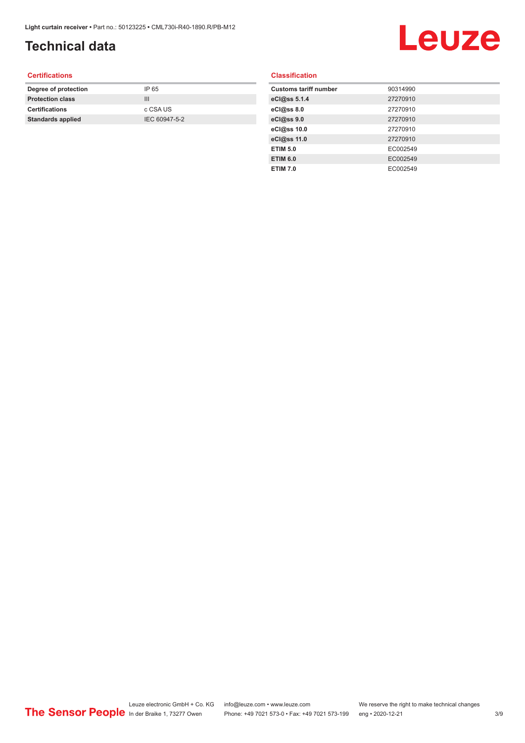# Technical data

## Certifications

| | |
|---|---|
| **Degree of protection** | IP 65 |
| **Protection class** | III |
| **Certifications** | c CSA US |
| **Standards applied** | IEC 60947-5-2 |

## Classification

| | |
|---|---|
| **Customs tariff number** | 90314990 |
| **eCl@ss 5.1.4** | 27270910 |
| **eCl@ss 8.0** | 27270910 |
| **eCl@ss 9.0** | 27270910 |
| **eCl@ss 10.0** | 27270910 |
| **eCl@ss 11.0** | 27270910 |
| **ETIM 5.0** | EC002549 |
| **ETIM 6.0** | EC002549 |
| **ETIM 7.0** | EC002549 |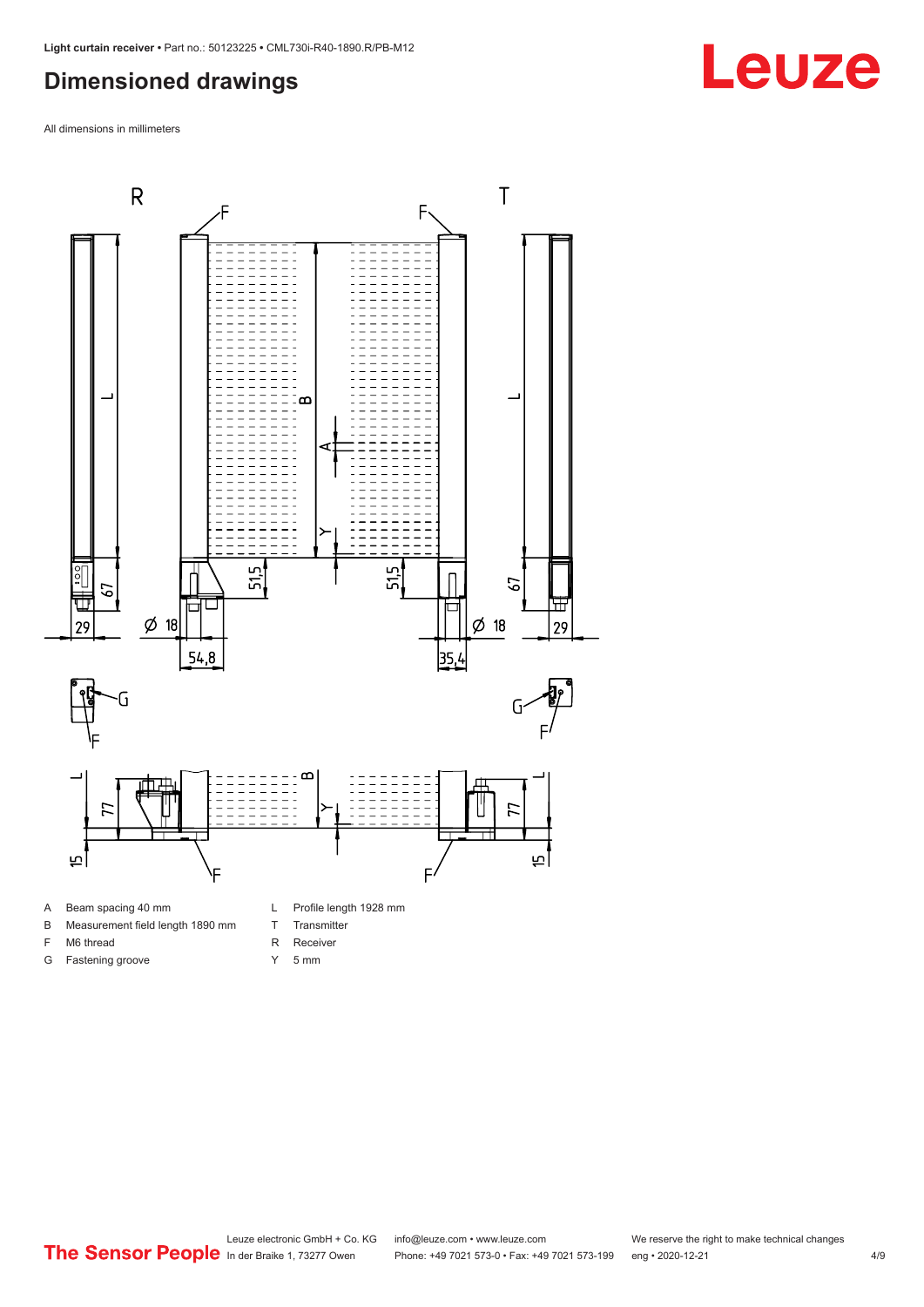# Dimensioned drawings

All dimensions in millimeters

| | | | |
|---|---|---|---|
| A | Beam spacing 40 mm | L | Profile length 1928 mm |
| B | Measurement field length 1890 mm | T | Transmitter |
| F | M6 thread | R | Receiver |
| G | Fastening groove | Y | 5 mm |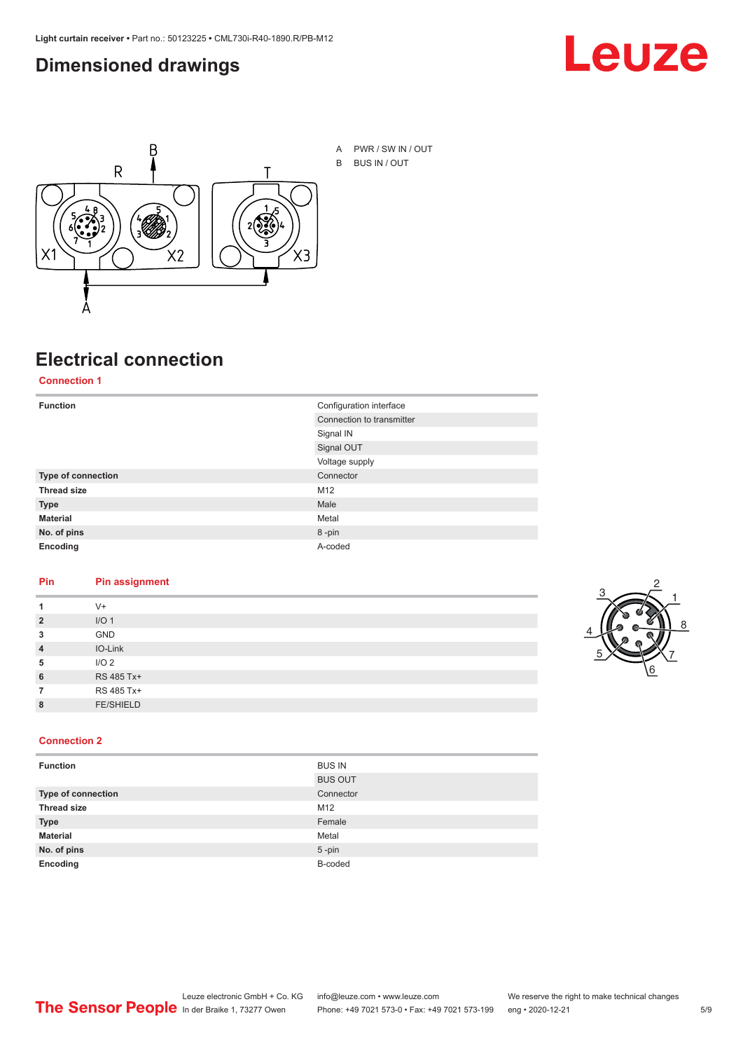## Dimensioned drawings

A PWR / SW IN / OUT

B BUS IN / OUT

## Electrical connection

### Connection 1

| Function | Configuration interface |
|---|---|
| | Connection to transmitter |
| | Signal IN |
| | Signal OUT |
| | Voltage supply |
| **Type of connection** | Connector |
| **Thread size** | M12 |
| **Type** | Male |
| **Material** | Metal |
| **No. of pins** | 8 -pin |
| **Encoding** | A-coded |

| Pin | Pin assignment |
|---|---|
| 1 | V+ |
| 2 | I/O 1 |
| 3 | GND |
| 4 | IO-Link |
| 5 | I/O 2 |
| 6 | RS 485 Tx+ |
| 7 | RS 485 Tx+ |
| 8 | FE/SHIELD |

### Connection 2

| Function | BUS IN |
|---|---|
| | BUS OUT |
| **Type of connection** | Connector |
| **Thread size** | M12 |
| **Type** | Female |
| **Material** | Metal |
| **No. of pins** | 5 -pin |
| **Encoding** | B-coded |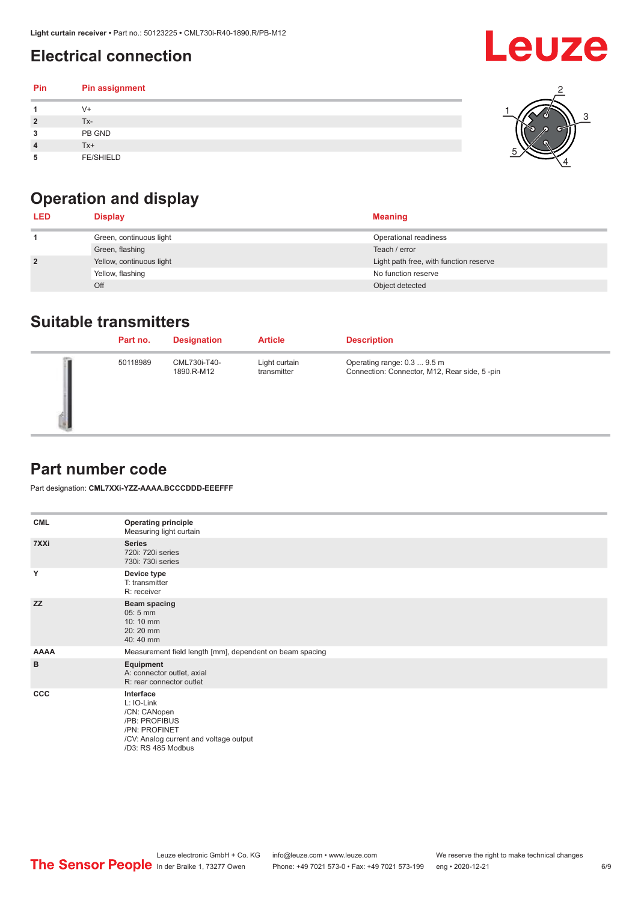## Electrical connection

| Pin | Pin assignment |
|---|---|
| 1 | V+ |
| 2 | Tx- |
| 3 | PB GND |
| 4 | Tx+ |
| 5 | FE/SHIELD |

## Operation and display

| LED | Display | Meaning |
|---|---|---|
| 1 | Green, continuous light | Operational readiness |
| | Green, flashing | Teach / error |
| 2 | Yellow, continuous light | Light path free, with function reserve |
| | Yellow, flashing | No function reserve |
| | Off | Object detected |

## Suitable transmitters

| Part no. | Designation | Article | Description |
|---|---|---|---|
| 50118989 | CML730i-T40-1890.R-M12 | Light curtain transmitter | Operating range: 0.3 ... 9.5 m<br>Connection: Connector, M12, Rear side, 5 -pin |

## Part number code

Part designation: **CML7XXi-YZZ-AAAA.BCCCDDD-EEEFFF**

| | |
|---|---|
| CML | **Operating principle**<br>Measuring light curtain |
| 7XXi | **Series**<br>720i: 720i series<br>730i: 730i series |
| Y | **Device type**<br>T: transmitter<br>R: receiver |
| ZZ | **Beam spacing**<br>05: 5 mm<br>10: 10 mm<br>20: 20 mm<br>40: 40 mm |
| AAAA | Measurement field length [mm], dependent on beam spacing |
| B | **Equipment**<br>A: connector outlet, axial<br>R: rear connector outlet |
| CCC | **Interface**<br>L: IO-Link<br>/CN: CANopen<br>/PB: PROFIBUS<br>/PN: PROFINET<br>/CV: Analog current and voltage output<br>/D3: RS 485 Modbus |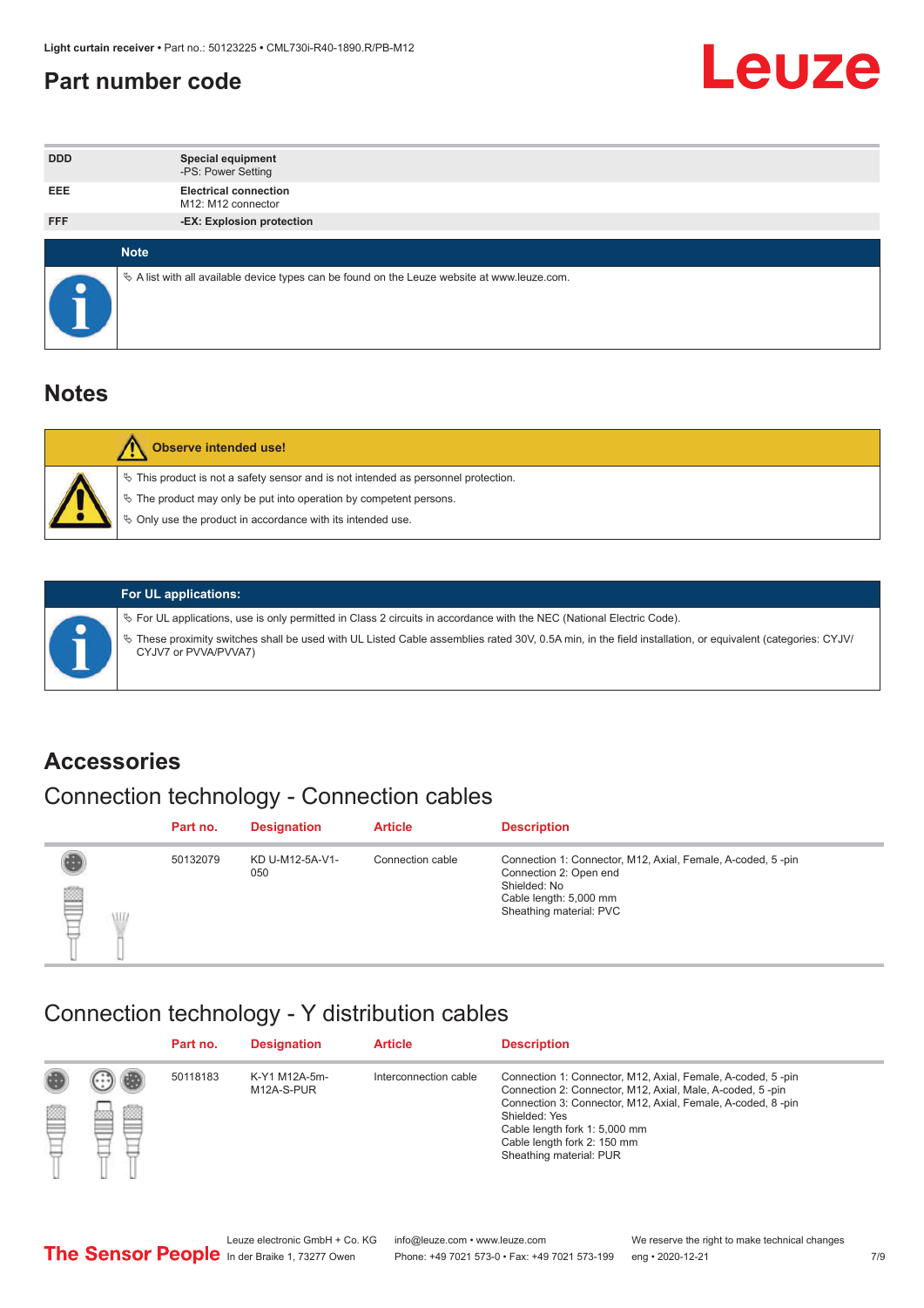# Part number code

| | |
|---|---|
| DDD | **Special equipment**<br>-PS: Power Setting |
| EEE | **Electrical connection**<br>M12: M12 connector |
| FFF | **-EX: Explosion protection** |

**Note**

- A list with all available device types can be found on the Leuze website at www.leuze.com.

# Notes

**Observe intended use!**

- This product is not a safety sensor and is not intended as personnel protection.
- The product may only be put into operation by competent persons.
- Only use the product in accordance with its intended use.

**For UL applications:**

- For UL applications, use is only permitted in Class 2 circuits in accordance with the NEC (National Electric Code).
- These proximity switches shall be used with UL Listed Cable assemblies rated 30V, 0.5A min, in the field installation, or equivalent (categories: CYJV/CYJV7 or PVVA/PVVA7)

# Accessories

## Connection technology - Connection cables

| Part no. | Designation | Article | Description |
|---|---|---|---|
| 50132079 | KD U-M12-5A-V1-050 | Connection cable | Connection 1: Connector, M12, Axial, Female, A-coded, 5 -pin<br>Connection 2: Open end<br>Shielded: No<br>Cable length: 5,000 mm<br>Sheathing material: PVC |

## Connection technology - Y distribution cables

| Part no. | Designation | Article | Description |
|---|---|---|---|
| 50118183 | K-Y1 M12A-5m-M12A-S-PUR | Interconnection cable | Connection 1: Connector, M12, Axial, Female, A-coded, 5 -pin<br>Connection 2: Connector, M12, Axial, Male, A-coded, 5 -pin<br>Connection 3: Connector, M12, Axial, Female, A-coded, 8 -pin<br>Shielded: Yes<br>Cable length fork 1: 5,000 mm<br>Cable length fork 2: 150 mm<br>Sheathing material: PUR |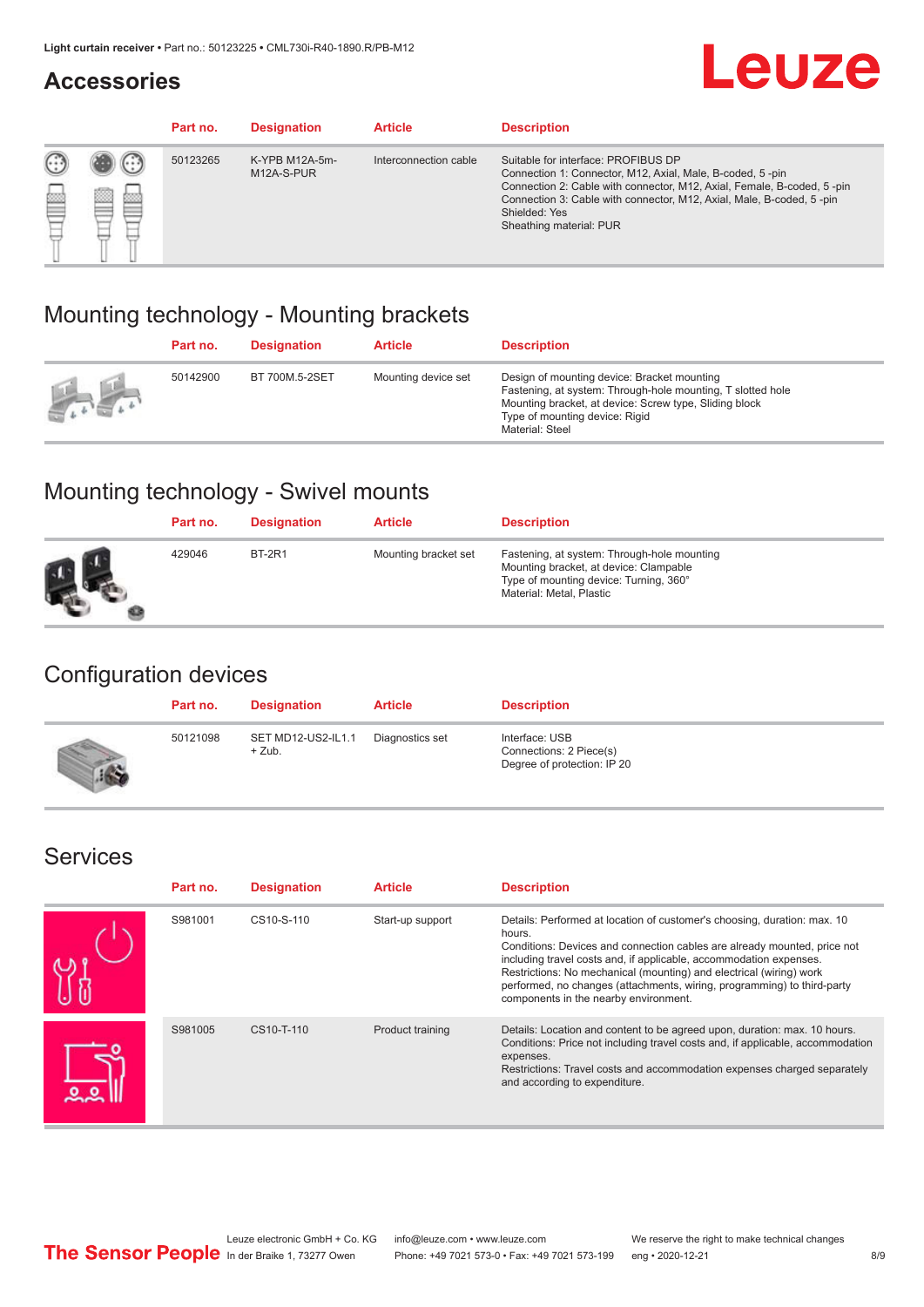## Accessories

| Part no. | Designation | Article | Description |
|---|---|---|---|
| 50123265 | K-YPB M12A-5m-M12A-S-PUR | Interconnection cable | Suitable for interface: PROFIBUS DP<br>Connection 1: Connector, M12, Axial, Male, B-coded, 5 -pin<br>Connection 2: Cable with connector, M12, Axial, Female, B-coded, 5 -pin<br>Connection 3: Cable with connector, M12, Axial, Male, B-coded, 5 -pin<br>Shielded: Yes<br>Sheathing material: PUR |

## Mounting technology - Mounting brackets

| Part no. | Designation | Article | Description |
|---|---|---|---|
| 50142900 | BT 700M.5-2SET | Mounting device set | Design of mounting device: Bracket mounting<br>Fastening, at system: Through-hole mounting, T slotted hole<br>Mounting bracket, at device: Screw type, Sliding block<br>Type of mounting device: Rigid<br>Material: Steel |

## Mounting technology - Swivel mounts

| Part no. | Designation | Article | Description |
|---|---|---|---|
| 429046 | BT-2R1 | Mounting bracket set | Fastening, at system: Through-hole mounting<br>Mounting bracket, at device: Clampable<br>Type of mounting device: Turning, 360°<br>Material: Metal, Plastic |

## Configuration devices

| Part no. | Designation | Article | Description |
|---|---|---|---|
| 50121098 | SET MD12-US2-IL1.1 + Zub. | Diagnostics set | Interface: USB<br>Connections: 2 Piece(s)<br>Degree of protection: IP 20 |

## Services

| Part no. | Designation | Article | Description |
|---|---|---|---|
| S981001 | CS10-S-110 | Start-up support | Details: Performed at location of customer's choosing, duration: max. 10 hours.<br>Conditions: Devices and connection cables are already mounted, price not including travel costs and, if applicable, accommodation expenses.<br>Restrictions: No mechanical (mounting) and electrical (wiring) work performed, no changes (attachments, wiring, programming) to third-party components in the nearby environment. |
| S981005 | CS10-T-110 | Product training | Details: Location and content to be agreed upon, duration: max. 10 hours.<br>Conditions: Price not including travel costs and, if applicable, accommodation expenses.<br>Restrictions: Travel costs and accommodation expenses charged separately and according to expenditure. |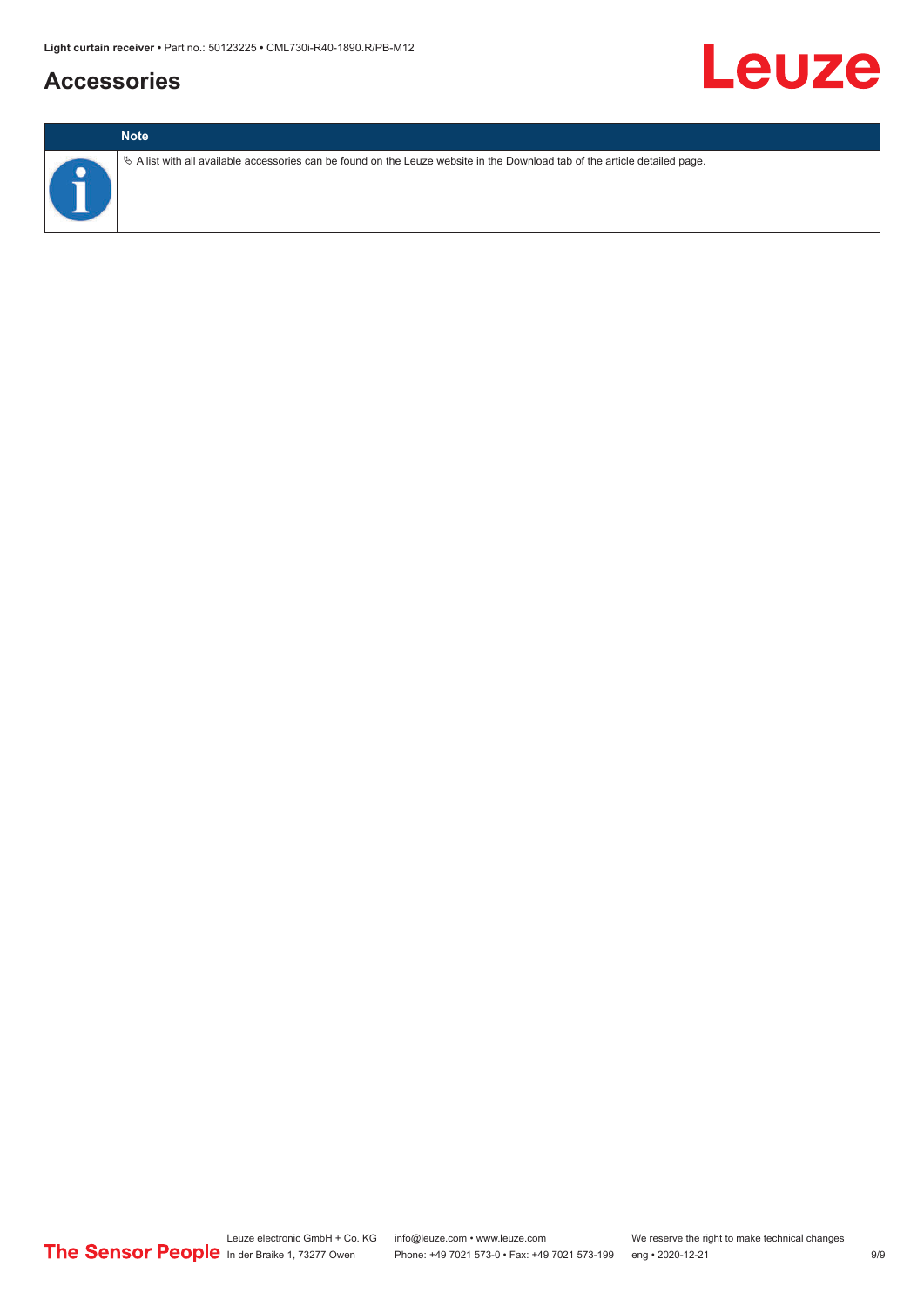## Accessories

| | Note |
|---|---|
| | ↳ A list with all available accessories can be found on the Leuze website in the Download tab of the article detailed page. |